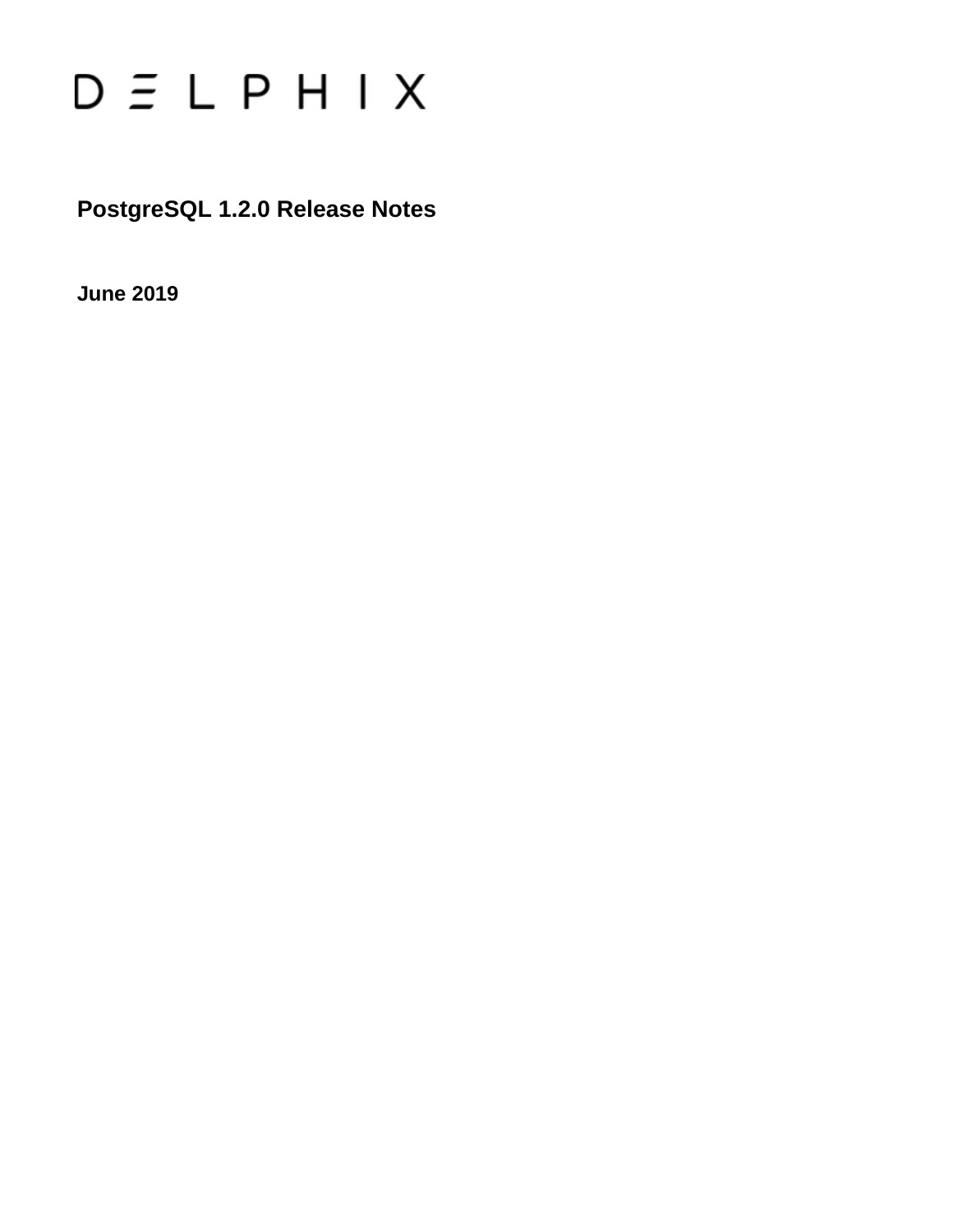DELPHIX

# PostgreSQL 1.2.0 Release Notes

**June 2019**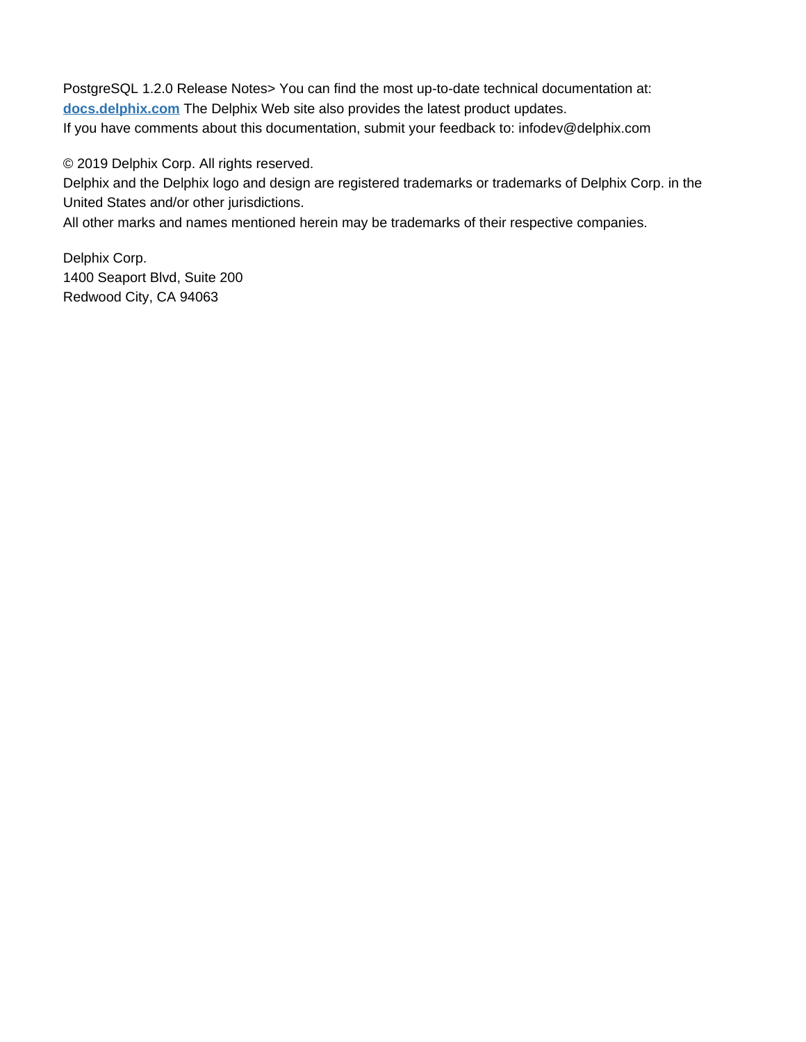PostgreSQL 1.2.0 Release Notes> You can find the most up-to-date technical documentation at: **docs.delphix.com** The Delphix Web site also provides the latest product updates.
If you have comments about this documentation, submit your feedback to: infodev@delphix.com

© 2019 Delphix Corp. All rights reserved.
Delphix and the Delphix logo and design are registered trademarks or trademarks of Delphix Corp. in the United States and/or other jurisdictions.
All other marks and names mentioned herein may be trademarks of their respective companies.

Delphix Corp.
1400 Seaport Blvd, Suite 200
Redwood City, CA 94063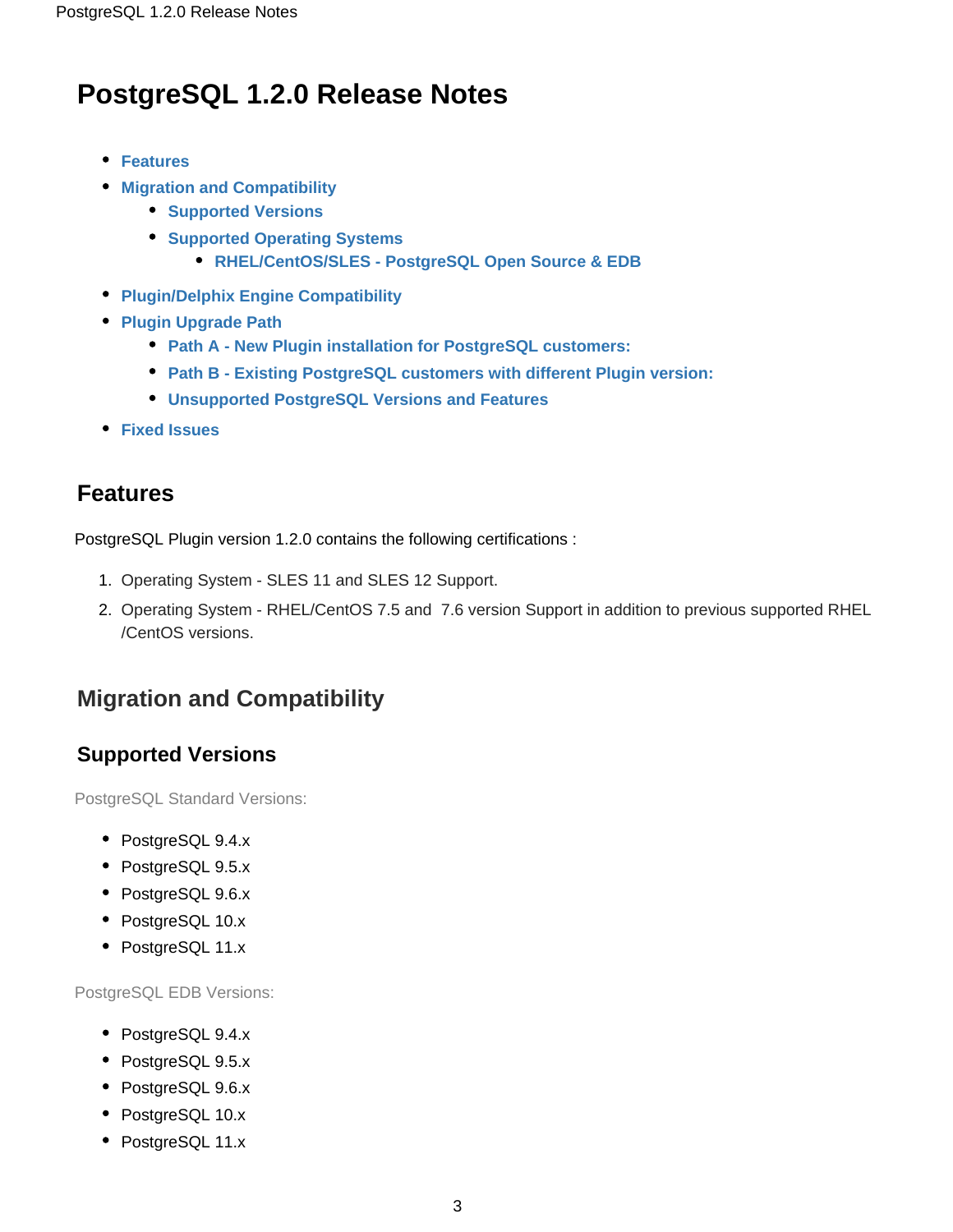# PostgreSQL 1.2.0 Release Notes

- Features
- Migration and Compatibility
    - Supported Versions
    - Supported Operating Systems
        - RHEL/CentOS/SLES - PostgreSQL Open Source & EDB
- Plugin/Delphix Engine Compatibility
- Plugin Upgrade Path
    - Path A - New Plugin installation for PostgreSQL customers:
    - Path B - Existing PostgreSQL customers with different Plugin version:
    - Unsupported PostgreSQL Versions and Features
- Fixed Issues

## Features

PostgreSQL Plugin version 1.2.0 contains the following certifications :

1. Operating System - SLES 11 and SLES 12 Support.
2. Operating System - RHEL/CentOS 7.5 and  7.6 version Support in addition to previous supported RHEL /CentOS versions.

## Migration and Compatibility

### Supported Versions

PostgreSQL Standard Versions:

- PostgreSQL 9.4.x
- PostgreSQL 9.5.x
- PostgreSQL 9.6.x
- PostgreSQL 10.x
- PostgreSQL 11.x

PostgreSQL EDB Versions:

- PostgreSQL 9.4.x
- PostgreSQL 9.5.x
- PostgreSQL 9.6.x
- PostgreSQL 10.x
- PostgreSQL 11.x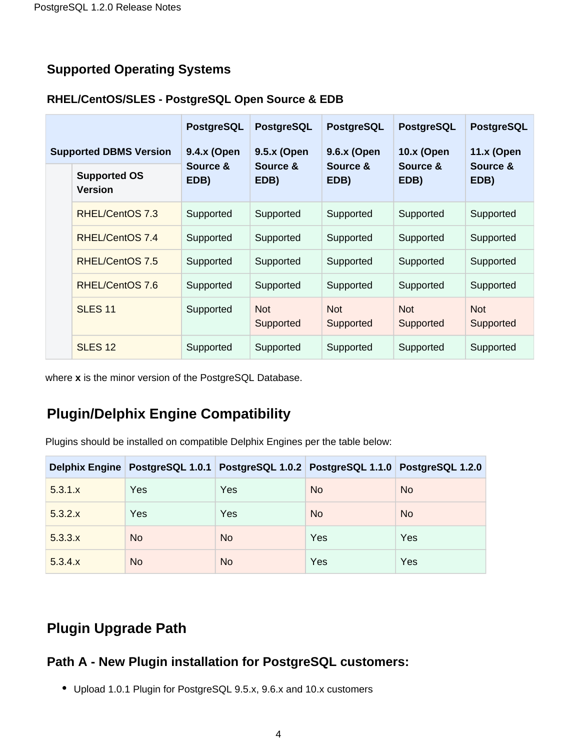## Supported Operating Systems

### RHEL/CentOS/SLES - PostgreSQL Open Source & EDB

| Supported DBMS Version | | PostgreSQL 9.4.x (Open Source & EDB) | PostgreSQL 9.5.x (Open Source & EDB) | PostgreSQL 9.6.x (Open Source & EDB) | PostgreSQL 10.x (Open Source & EDB) | PostgreSQL 11.x (Open Source & EDB) |
|---|---|---|---|---|---|---|
| | Supported OS Version | | | | | |
| | RHEL/CentOS 7.3 | Supported | Supported | Supported | Supported | Supported |
| | RHEL/CentOS 7.4 | Supported | Supported | Supported | Supported | Supported |
| | RHEL/CentOS 7.5 | Supported | Supported | Supported | Supported | Supported |
| | RHEL/CentOS 7.6 | Supported | Supported | Supported | Supported | Supported |
| | SLES 11 | Supported | Not Supported | Not Supported | Not Supported | Not Supported |
| | SLES 12 | Supported | Supported | Supported | Supported | Supported |

where **x** is the minor version of the PostgreSQL Database.

## Plugin/Delphix Engine Compatibility

Plugins should be installed on compatible Delphix Engines per the table below:

| Delphix Engine | PostgreSQL 1.0.1 | PostgreSQL 1.0.2 | PostgreSQL 1.1.0 | PostgreSQL 1.2.0 |
|---|---|---|---|---|
| 5.3.1.x | Yes | Yes | No | No |
| 5.3.2.x | Yes | Yes | No | No |
| 5.3.3.x | No | No | Yes | Yes |
| 5.3.4.x | No | No | Yes | Yes |

## Plugin Upgrade Path

### Path A - New Plugin installation for PostgreSQL customers:

- Upload 1.0.1 Plugin for PostgreSQL 9.5.x, 9.6.x and 10.x customers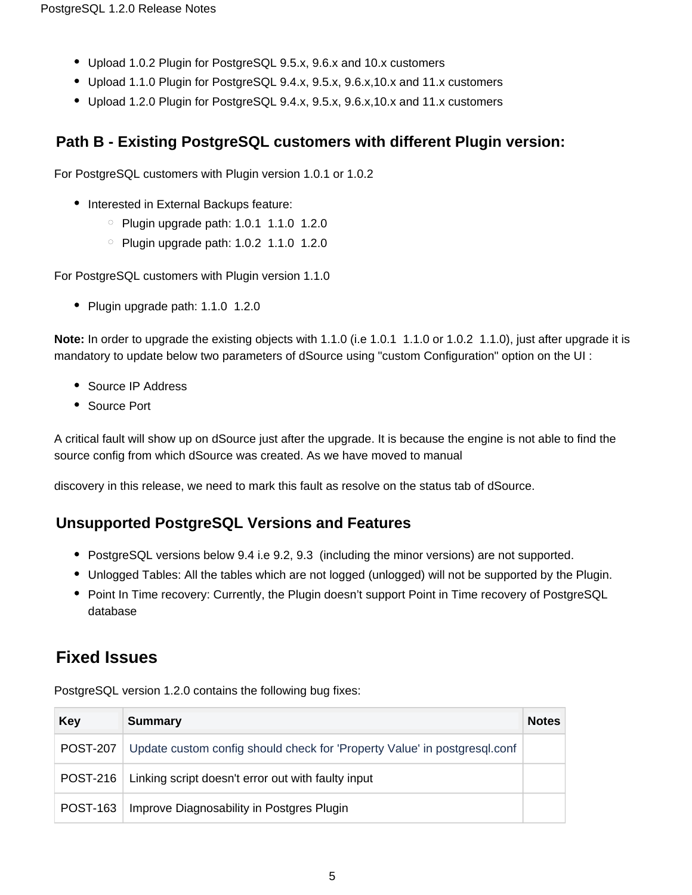- Upload 1.0.2 Plugin for PostgreSQL 9.5.x, 9.6.x and 10.x customers
- Upload 1.1.0 Plugin for PostgreSQL 9.4.x, 9.5.x, 9.6.x,10.x and 11.x customers
- Upload 1.2.0 Plugin for PostgreSQL 9.4.x, 9.5.x, 9.6.x,10.x and 11.x customers

### Path B - Existing PostgreSQL customers with different Plugin version:

For PostgreSQL customers with Plugin version 1.0.1 or 1.0.2

- Interested in External Backups feature:
  - Plugin upgrade path: 1.0.1  1.1.0  1.2.0
  - Plugin upgrade path: 1.0.2  1.1.0  1.2.0

For PostgreSQL customers with Plugin version 1.1.0

- Plugin upgrade path: 1.1.0  1.2.0

**Note:** In order to upgrade the existing objects with 1.1.0 (i.e 1.0.1  1.1.0 or 1.0.2  1.1.0), just after upgrade it is mandatory to update below two parameters of dSource using "custom Configuration" option on the UI :

- Source IP Address
- Source Port

A critical fault will show up on dSource just after the upgrade. It is because the engine is not able to find the source config from which dSource was created. As we have moved to manual

discovery in this release, we need to mark this fault as resolve on the status tab of dSource.

### Unsupported PostgreSQL Versions and Features

- PostgreSQL versions below 9.4 i.e 9.2, 9.3  (including the minor versions) are not supported.
- Unlogged Tables: All the tables which are not logged (unlogged) will not be supported by the Plugin.
- Point In Time recovery: Currently, the Plugin doesn’t support Point in Time recovery of PostgreSQL database

## Fixed Issues

PostgreSQL version 1.2.0 contains the following bug fixes:

| Key | Summary | Notes |
|---|---|---|
| POST-207 | Update custom config should check for 'Property Value' in postgresql.conf | |
| POST-216 | Linking script doesn't error out with faulty input | |
| POST-163 | Improve Diagnosability in Postgres Plugin | |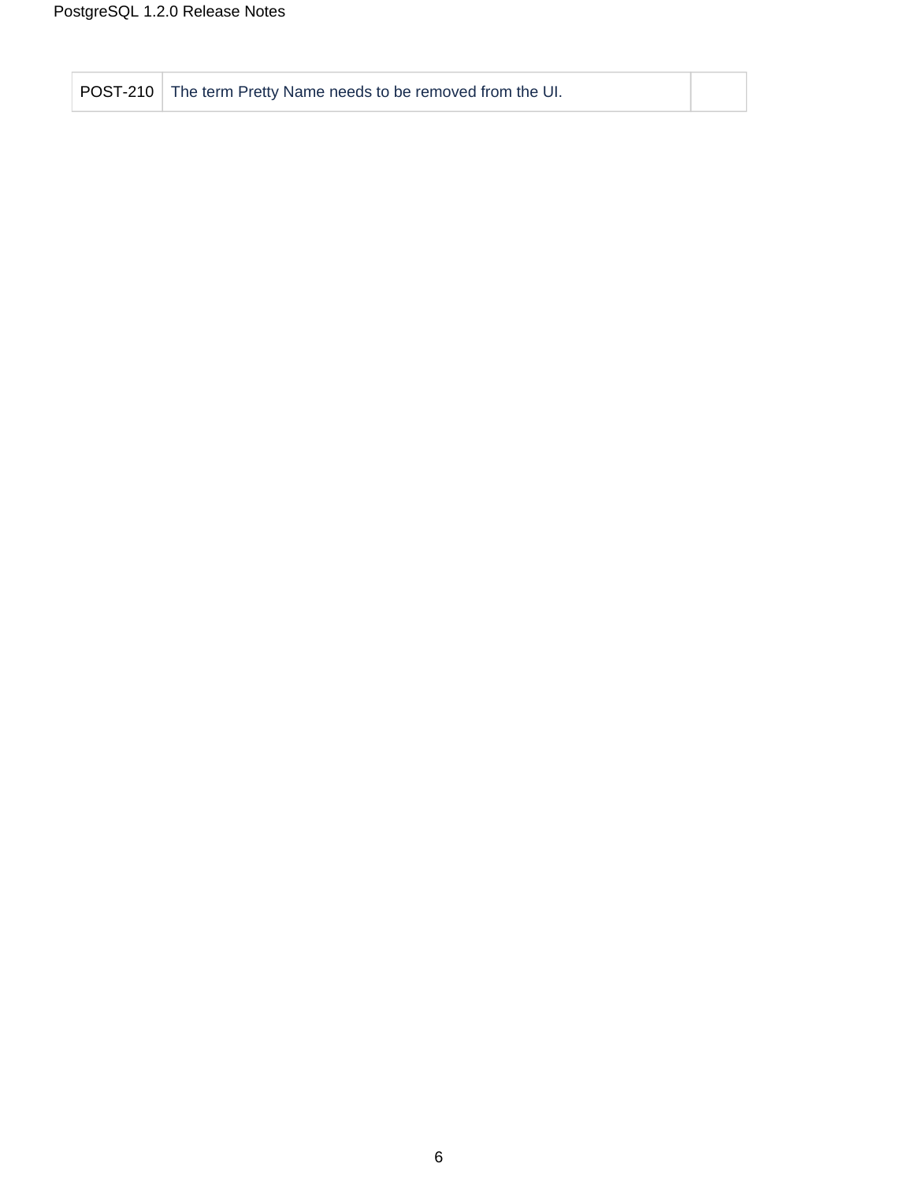| | | |
|---|---|---|
| POST-210 | The term Pretty Name needs to be removed from the UI. | |